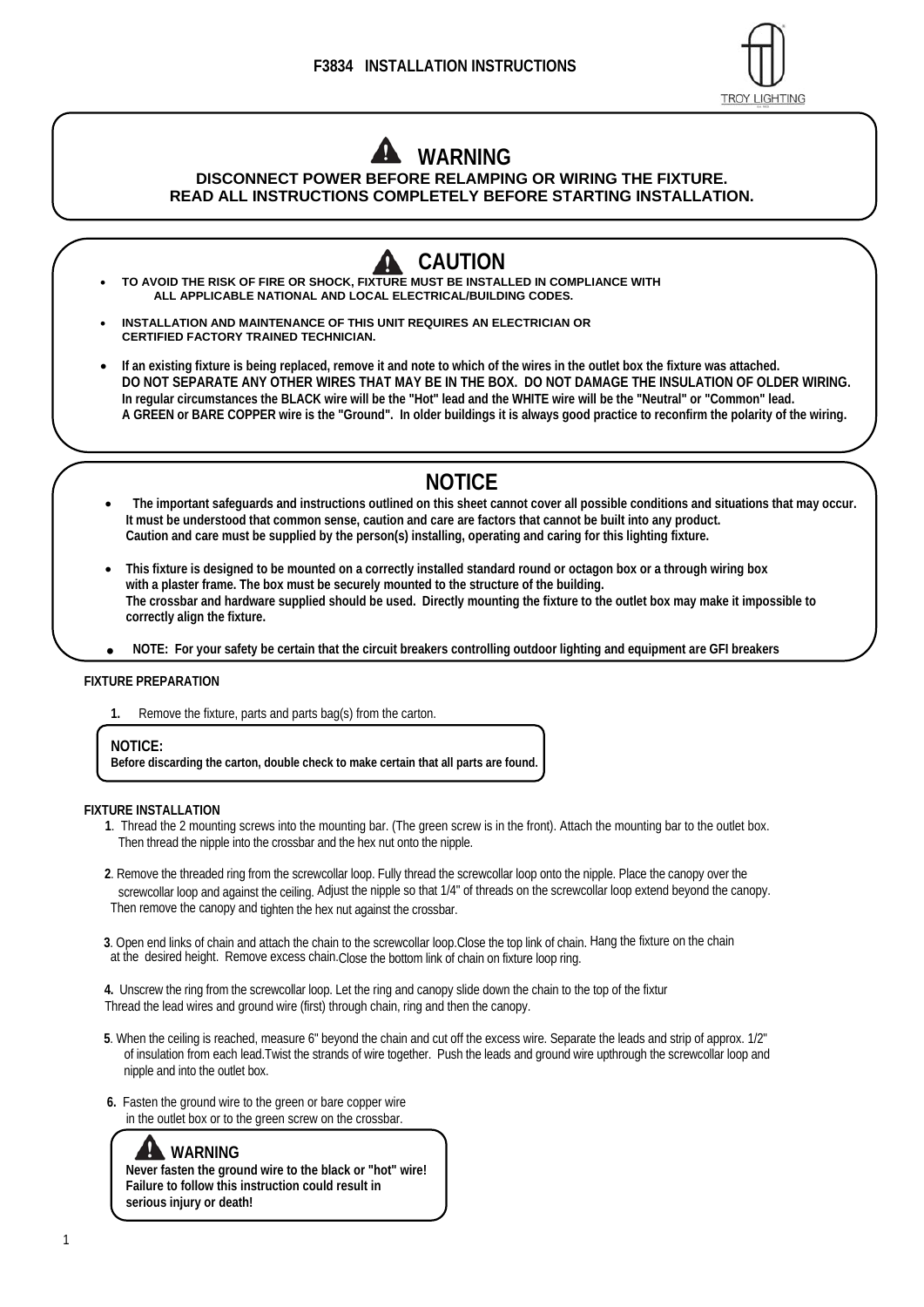# F3834 INSTALLATION INSTRUCTIONS

TROY LIGHTING

## WARNING

**DISCONNECT POWER BEFORE RELAMPING OR WIRING THE FIXTURE.**
**READ ALL INSTRUCTIONS COMPLETELY BEFORE STARTING INSTALLATION.**

## CAUTION

- **TO AVOID THE RISK OF FIRE OR SHOCK, FIXTURE MUST BE INSTALLED IN COMPLIANCE WITH ALL APPLICABLE NATIONAL AND LOCAL ELECTRICAL/BUILDING CODES.**
- **INSTALLATION AND MAINTENANCE OF THIS UNIT REQUIRES AN ELECTRICIAN OR CERTIFIED FACTORY TRAINED TECHNICIAN.**
- **If an existing fixture is being replaced, remove it and note to which of the wires in the outlet box the fixture was attached. DO NOT SEPARATE ANY OTHER WIRES THAT MAY BE IN THE BOX. DO NOT DAMAGE THE INSULATION OF OLDER WIRING. In regular circumstances the BLACK wire will be the "Hot" lead and the WHITE wire will be the "Neutral" or "Common" lead. A GREEN or BARE COPPER wire is the "Ground". In older buildings it is always good practice to reconfirm the polarity of the wiring.**

## NOTICE

- **The important safeguards and instructions outlined on this sheet cannot cover all possible conditions and situations that may occur. It must be understood that common sense, caution and care are factors that cannot be built into any product. Caution and care must be supplied by the person(s) installing, operating and caring for this lighting fixture.**
- **This fixture is designed to be mounted on a correctly installed standard round or octagon box or a through wiring box with a plaster frame. The box must be securely mounted to the structure of the building. The crossbar and hardware supplied should be used. Directly mounting the fixture to the outlet box may make it impossible to correctly align the fixture.**
- **NOTE: For your safety be certain that the circuit breakers controlling outdoor lighting and equipment are GFI breakers**

### FIXTURE PREPARATION

1. Remove the fixture, parts and parts bag(s) from the carton.

**NOTICE:**
**Before discarding the carton, double check to make certain that all parts are found.**

### FIXTURE INSTALLATION

**1**. Thread the 2 mounting screws into the mounting bar. (The green screw is in the front). Attach the mounting bar to the outlet box. Then thread the nipple into the crossbar and the hex nut onto the nipple.

**2**. Remove the threaded ring from the screwcollar loop. Fully thread the screwcollar loop onto the nipple. Place the canopy over the screwcollar loop and against the ceiling. Adjust the nipple so that 1/4" of threads on the screwcollar loop extend beyond the canopy. Then remove the canopy and tighten the hex nut against the crossbar.

**3**. Open end links of chain and attach the chain to the screwcollar loop.Close the top link of chain. Hang the fixture on the chain at the desired height. Remove excess chain.Close the bottom link of chain on fixture loop ring.

**4.** Unscrew the ring from the screwcollar loop. Let the ring and canopy slide down the chain to the top of the fixtur Thread the lead wires and ground wire (first) through chain, ring and then the canopy.

**5**. When the ceiling is reached, measure 6" beyond the chain and cut off the excess wire. Separate the leads and strip of approx. 1/2" of insulation from each lead.Twist the strands of wire together. Push the leads and ground wire upthrough the screwcollar loop and nipple and into the outlet box.

**6.** Fasten the ground wire to the green or bare copper wire in the outlet box or to the green screw on the crossbar.

**WARNING**
**Never fasten the ground wire to the black or "hot" wire! Failure to follow this instruction could result in serious injury or death!**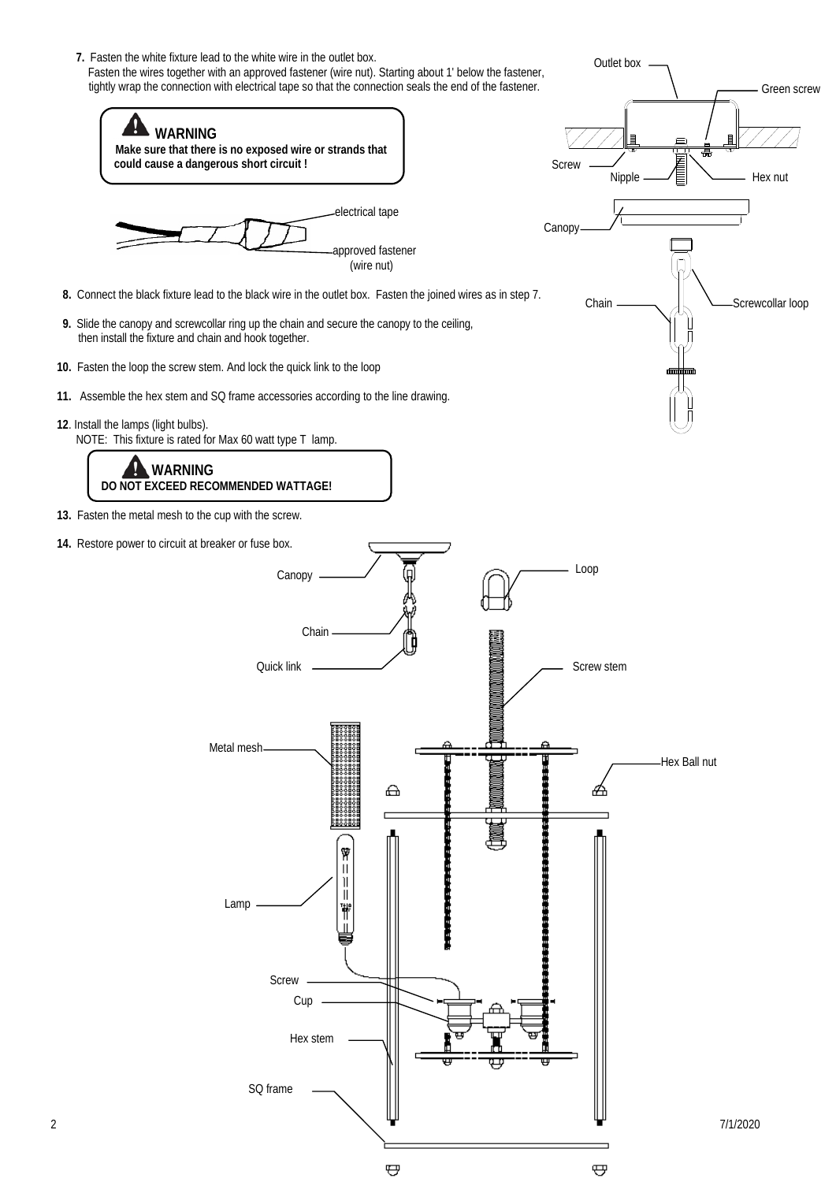7. Fasten the white fixture lead to the white wire in the outlet box.
Fasten the wires together with an approved fastener (wire nut). Starting about 1' below the fastener, tightly wrap the connection with electrical tape so that the connection seals the end of the fastener.

**WARNING**
**Make sure that there is no exposed wire or strands that could cause a dangerous short circuit !**

electrical tape

approved fastener (wire nut)

Outlet box

Green screw

Screw

Nipple

Hex nut

Canopy

Chain

Screwcollar loop

8. Connect the black fixture lead to the black wire in the outlet box. Fasten the joined wires as in step 7.

9. Slide the canopy and screwcollar ring up the chain and secure the canopy to the ceiling, then install the fixture and chain and hook together.

10. Fasten the loop the screw stem. And lock the quick link to the loop

11. Assemble the hex stem and SQ frame accessories according to the line drawing.

12. Install the lamps (light bulbs).
NOTE: This fixture is rated for Max 60 watt type T lamp.

**WARNING**
**DO NOT EXCEED RECOMMENDED WATTAGE!**

13. Fasten the metal mesh to the cup with the screw.

14. Restore power to circuit at breaker or fuse box.

Canopy

Loop

Chain

Quick link

Screw stem

Metal mesh

Hex Ball nut

Lamp

Screw

Cup

Hex stem

SQ frame

7/1/2020